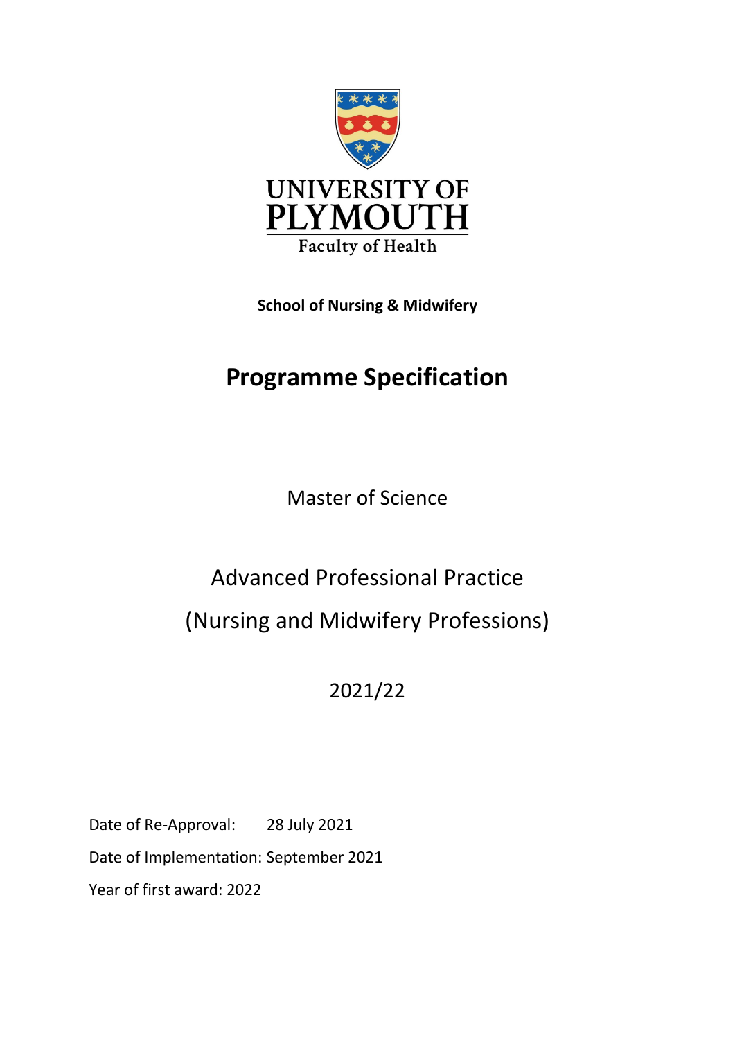UNIVERSITY OF PLYMOUTH

Faculty of Health

**School of Nursing & Midwifery**

# Programme Specification

Master of Science

Advanced Professional Practice

(Nursing and Midwifery Professions)

2021/22

Date of Re-Approval: 28 July 2021

Date of Implementation: September 2021

Year of first award: 2022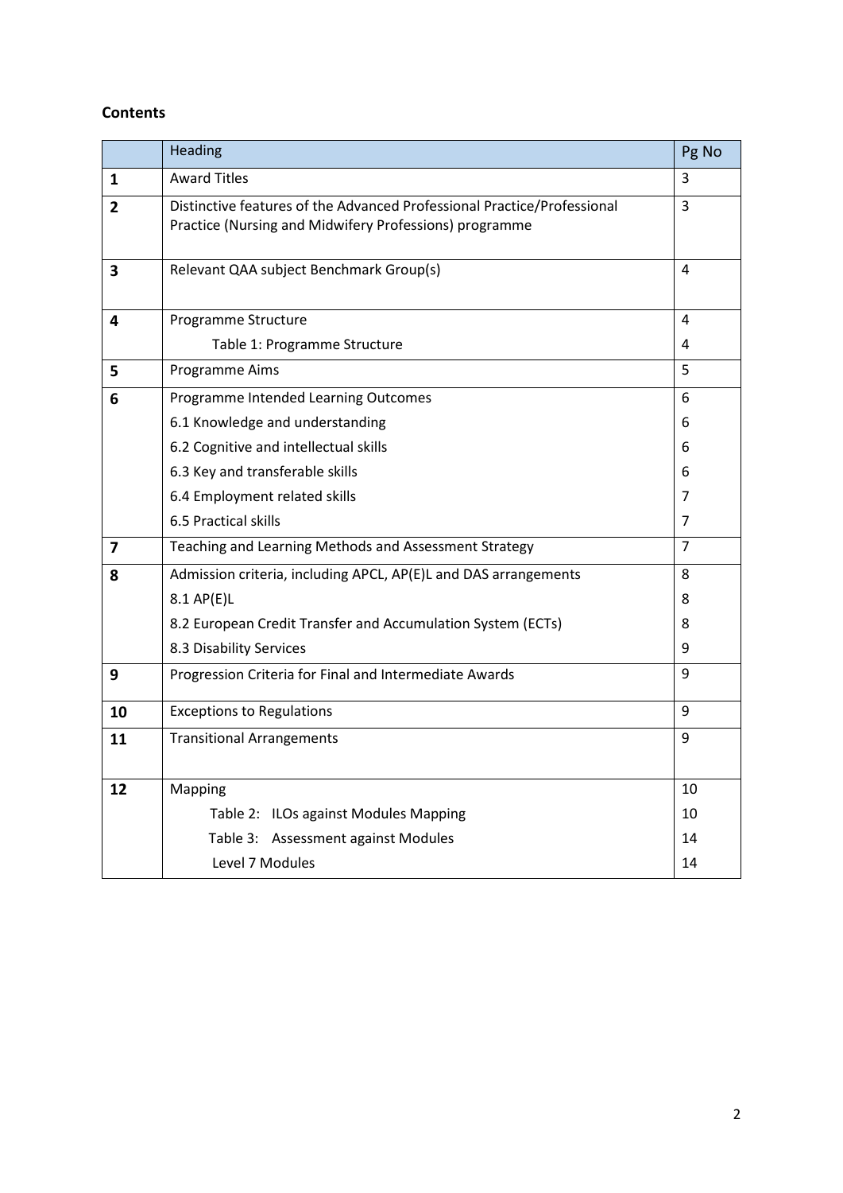**Contents**

| | Heading | Pg No |
|---|---|---|
| **1** | Award Titles | 3 |
| **2** | Distinctive features of the Advanced Professional Practice/Professional Practice (Nursing and Midwifery Professions) programme | 3 |
| **3** | Relevant QAA subject Benchmark Group(s) | 4 |
| **4** | Programme Structure | 4 |
| | Table 1: Programme Structure | 4 |
| **5** | Programme Aims | 5 |
| **6** | Programme Intended Learning Outcomes | 6 |
| | 6.1 Knowledge and understanding | 6 |
| | 6.2 Cognitive and intellectual skills | 6 |
| | 6.3 Key and transferable skills | 6 |
| | 6.4 Employment related skills | 7 |
| | 6.5 Practical skills | 7 |
| **7** | Teaching and Learning Methods and Assessment Strategy | 7 |
| **8** | Admission criteria, including APCL, AP(E)L and DAS arrangements | 8 |
| | 8.1 AP(E)L | 8 |
| | 8.2 European Credit Transfer and Accumulation System (ECTs) | 8 |
| | 8.3 Disability Services | 9 |
| **9** | Progression Criteria for Final and Intermediate Awards | 9 |
| **10** | Exceptions to Regulations | 9 |
| **11** | Transitional Arrangements | 9 |
| **12** | Mapping | 10 |
| | Table 2: ILOs against Modules Mapping | 10 |
| | Table 3: Assessment against Modules | 14 |
| | Level 7 Modules | 14 |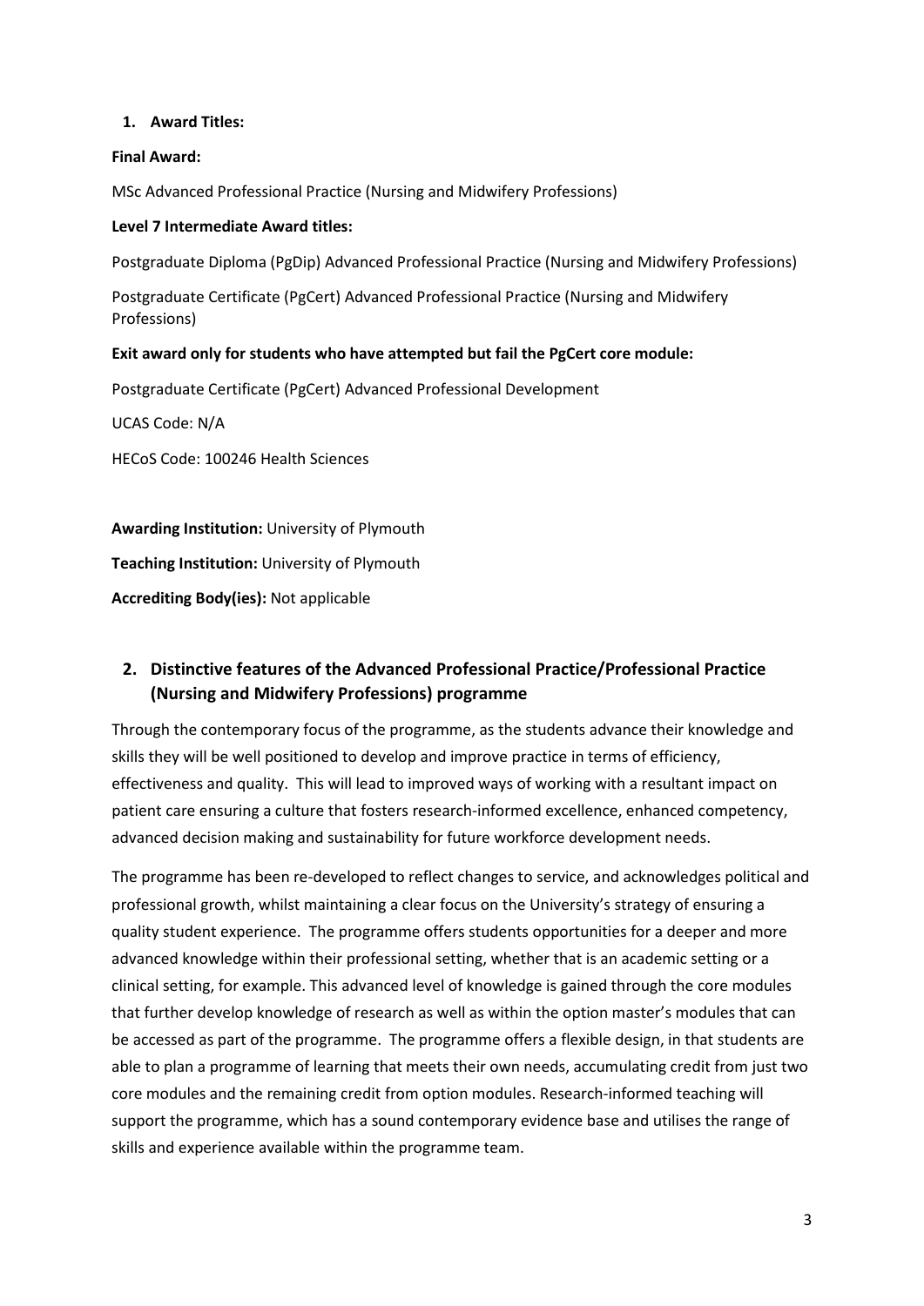## 1. Award Titles:

**Final Award:**

MSc Advanced Professional Practice (Nursing and Midwifery Professions)

**Level 7 Intermediate Award titles:**

Postgraduate Diploma (PgDip) Advanced Professional Practice (Nursing and Midwifery Professions)

Postgraduate Certificate (PgCert) Advanced Professional Practice (Nursing and Midwifery Professions)

**Exit award only for students who have attempted but fail the PgCert core module:**

Postgraduate Certificate (PgCert) Advanced Professional Development

UCAS Code: N/A

HECoS Code: 100246 Health Sciences

**Awarding Institution:** University of Plymouth

**Teaching Institution:** University of Plymouth

**Accrediting Body(ies):** Not applicable

## 2. Distinctive features of the Advanced Professional Practice/Professional Practice (Nursing and Midwifery Professions) programme

Through the contemporary focus of the programme, as the students advance their knowledge and skills they will be well positioned to develop and improve practice in terms of efficiency, effectiveness and quality. This will lead to improved ways of working with a resultant impact on patient care ensuring a culture that fosters research-informed excellence, enhanced competency, advanced decision making and sustainability for future workforce development needs.

The programme has been re-developed to reflect changes to service, and acknowledges political and professional growth, whilst maintaining a clear focus on the University's strategy of ensuring a quality student experience. The programme offers students opportunities for a deeper and more advanced knowledge within their professional setting, whether that is an academic setting or a clinical setting, for example. This advanced level of knowledge is gained through the core modules that further develop knowledge of research as well as within the option master's modules that can be accessed as part of the programme. The programme offers a flexible design, in that students are able to plan a programme of learning that meets their own needs, accumulating credit from just two core modules and the remaining credit from option modules. Research-informed teaching will support the programme, which has a sound contemporary evidence base and utilises the range of skills and experience available within the programme team.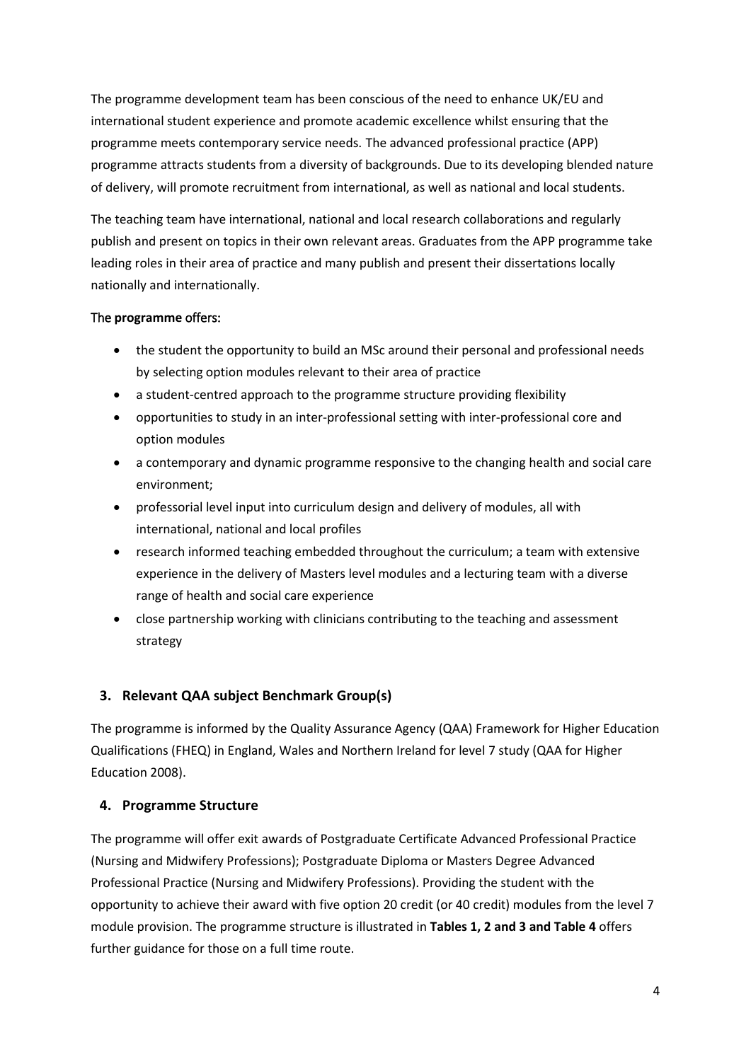The programme development team has been conscious of the need to enhance UK/EU and international student experience and promote academic excellence whilst ensuring that the programme meets contemporary service needs. The advanced professional practice (APP) programme attracts students from a diversity of backgrounds. Due to its developing blended nature of delivery, will promote recruitment from international, as well as national and local students.

The teaching team have international, national and local research collaborations and regularly publish and present on topics in their own relevant areas. Graduates from the APP programme take leading roles in their area of practice and many publish and present their dissertations locally nationally and internationally.

The **programme** offers:

- the student the opportunity to build an MSc around their personal and professional needs by selecting option modules relevant to their area of practice
- a student-centred approach to the programme structure providing flexibility
- opportunities to study in an inter-professional setting with inter-professional core and option modules
- a contemporary and dynamic programme responsive to the changing health and social care environment;
- professorial level input into curriculum design and delivery of modules, all with international, national and local profiles
- research informed teaching embedded throughout the curriculum; a team with extensive experience in the delivery of Masters level modules and a lecturing team with a diverse range of health and social care experience
- close partnership working with clinicians contributing to the teaching and assessment strategy

## 3. Relevant QAA subject Benchmark Group(s)

The programme is informed by the Quality Assurance Agency (QAA) Framework for Higher Education Qualifications (FHEQ) in England, Wales and Northern Ireland for level 7 study (QAA for Higher Education 2008).

## 4. Programme Structure

The programme will offer exit awards of Postgraduate Certificate Advanced Professional Practice (Nursing and Midwifery Professions); Postgraduate Diploma or Masters Degree Advanced Professional Practice (Nursing and Midwifery Professions). Providing the student with the opportunity to achieve their award with five option 20 credit (or 40 credit) modules from the level 7 module provision. The programme structure is illustrated in **Tables 1, 2 and 3 and Table 4** offers further guidance for those on a full time route.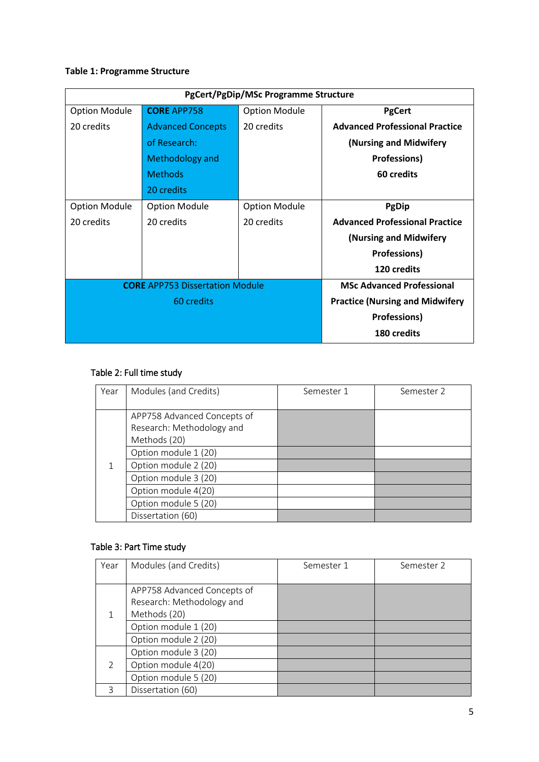**Table 1: Programme Structure**

| PgCert/PgDip/MSc Programme Structure | | | |
|---|---|---|---|
| Option Module 20 credits | **CORE** APP758 Advanced Concepts of Research: Methodology and Methods 20 credits | Option Module 20 credits | **PgCert Advanced Professional Practice (Nursing and Midwifery Professions) 60 credits** |
| Option Module 20 credits | Option Module 20 credits | Option Module 20 credits | **PgDip Advanced Professional Practice (Nursing and Midwifery Professions) 120 credits** |
| **CORE** APP753 Dissertation Module 60 credits | | | **MSc Advanced Professional Practice (Nursing and Midwifery Professions) 180 credits** |

Table 2: Full time study

| Year | Modules (and Credits) | Semester 1 | Semester 2 |
|---|---|---|---|
| 1 | APP758 Advanced Concepts of Research: Methodology and Methods (20) | | |
| | Option module 1 (20) | | |
| | Option module 2 (20) | | |
| | Option module 3 (20) | | |
| | Option module 4(20) | | |
| | Option module 5 (20) | | |
| | Dissertation (60) | | |

Table 3: Part Time study

| Year | Modules (and Credits) | Semester 1 | Semester 2 |
|---|---|---|---|
| 1 | APP758 Advanced Concepts of Research: Methodology and Methods (20) | | |
| | Option module 1 (20) | | |
| | Option module 2 (20) | | |
| 2 | Option module 3 (20) | | |
| | Option module 4(20) | | |
| | Option module 5 (20) | | |
| 3 | Dissertation (60) | | |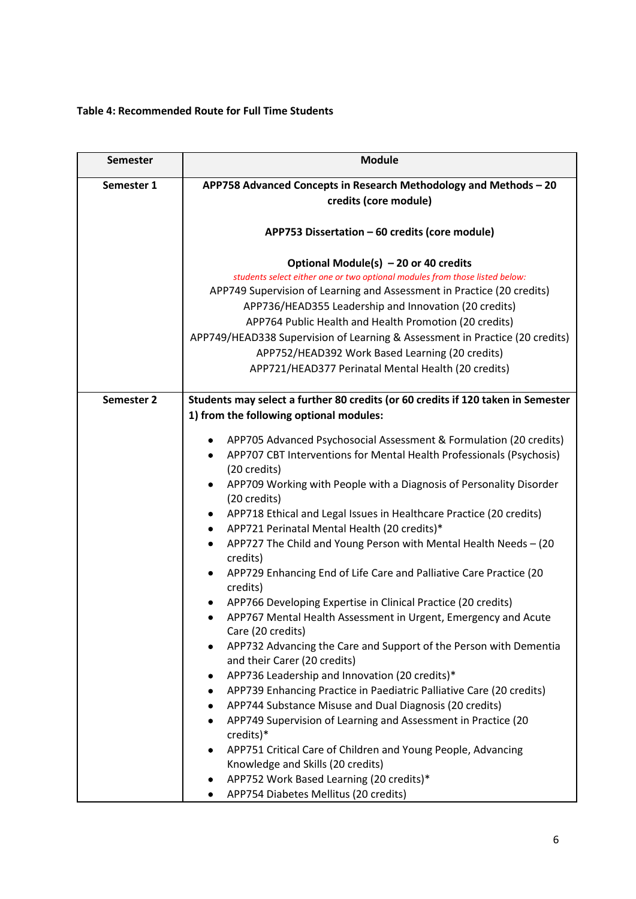**Table 4: Recommended Route for Full Time Students**

| Semester | Module |
|---|---|
| **Semester 1** | **APP758 Advanced Concepts in Research Methodology and Methods – 20 credits (core module)**<br><br>**APP753 Dissertation – 60 credits (core module)**<br><br>**Optional Module(s) – 20 or 40 credits**<br>*students select either one or two optional modules from those listed below:*<br>APP749 Supervision of Learning and Assessment in Practice (20 credits)<br>APP736/HEAD355 Leadership and Innovation (20 credits)<br>APP764 Public Health and Health Promotion (20 credits)<br>APP749/HEAD338 Supervision of Learning & Assessment in Practice (20 credits)<br>APP752/HEAD392 Work Based Learning (20 credits)<br>APP721/HEAD377 Perinatal Mental Health (20 credits) |
| **Semester 2** | **Students may select a further 80 credits (or 60 credits if 120 taken in Semester 1) from the following optional modules:**<br><br>• APP705 Advanced Psychosocial Assessment & Formulation (20 credits)<br>• APP707 CBT Interventions for Mental Health Professionals (Psychosis) (20 credits)<br>• APP709 Working with People with a Diagnosis of Personality Disorder (20 credits)<br>• APP718 Ethical and Legal Issues in Healthcare Practice (20 credits)<br>• APP721 Perinatal Mental Health (20 credits)*<br>• APP727 The Child and Young Person with Mental Health Needs – (20 credits)<br>• APP729 Enhancing End of Life Care and Palliative Care Practice (20 credits)<br>• APP766 Developing Expertise in Clinical Practice (20 credits)<br>• APP767 Mental Health Assessment in Urgent, Emergency and Acute Care (20 credits)<br>• APP732 Advancing the Care and Support of the Person with Dementia and their Carer (20 credits)<br>• APP736 Leadership and Innovation (20 credits)*<br>• APP739 Enhancing Practice in Paediatric Palliative Care (20 credits)<br>• APP744 Substance Misuse and Dual Diagnosis (20 credits)<br>• APP749 Supervision of Learning and Assessment in Practice (20 credits)*<br>• APP751 Critical Care of Children and Young People, Advancing Knowledge and Skills (20 credits)<br>• APP752 Work Based Learning (20 credits)*<br>• APP754 Diabetes Mellitus (20 credits) |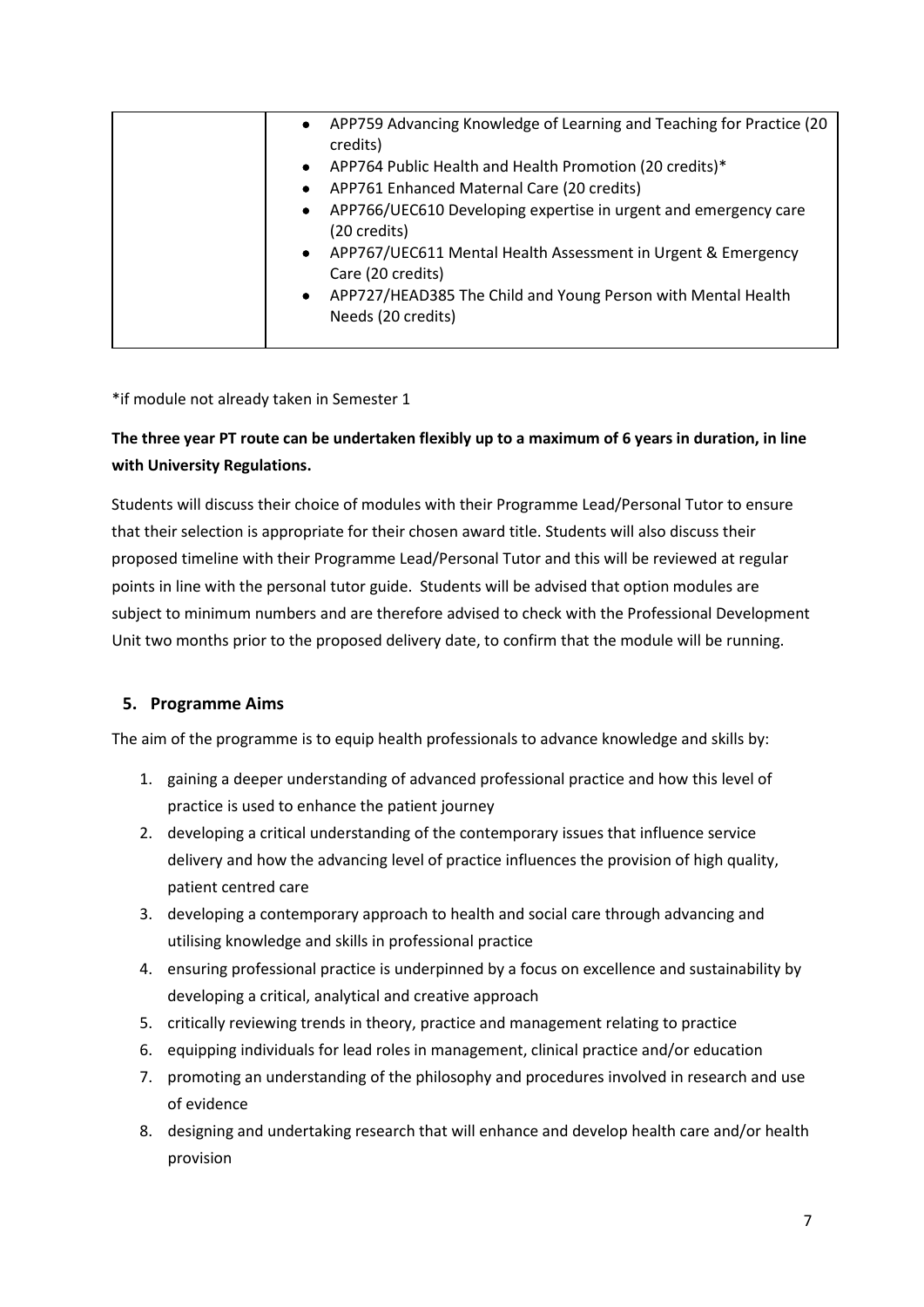| | |
|---|---|
| | • APP759 Advancing Knowledge of Learning and Teaching for Practice (20 credits)<br>• APP764 Public Health and Health Promotion (20 credits)*<br>• APP761 Enhanced Maternal Care (20 credits)<br>• APP766/UEC610 Developing expertise in urgent and emergency care (20 credits)<br>• APP767/UEC611 Mental Health Assessment in Urgent & Emergency Care (20 credits)<br>• APP727/HEAD385 The Child and Young Person with Mental Health Needs (20 credits) |

*if module not already taken in Semester 1

**The three year PT route can be undertaken flexibly up to a maximum of 6 years in duration, in line with University Regulations.**

Students will discuss their choice of modules with their Programme Lead/Personal Tutor to ensure that their selection is appropriate for their chosen award title. Students will also discuss their proposed timeline with their Programme Lead/Personal Tutor and this will be reviewed at regular points in line with the personal tutor guide. Students will be advised that option modules are subject to minimum numbers and are therefore advised to check with the Professional Development Unit two months prior to the proposed delivery date, to confirm that the module will be running.

## 5. Programme Aims

The aim of the programme is to equip health professionals to advance knowledge and skills by:

1. gaining a deeper understanding of advanced professional practice and how this level of practice is used to enhance the patient journey
2. developing a critical understanding of the contemporary issues that influence service delivery and how the advancing level of practice influences the provision of high quality, patient centred care
3. developing a contemporary approach to health and social care through advancing and utilising knowledge and skills in professional practice
4. ensuring professional practice is underpinned by a focus on excellence and sustainability by developing a critical, analytical and creative approach
5. critically reviewing trends in theory, practice and management relating to practice
6. equipping individuals for lead roles in management, clinical practice and/or education
7. promoting an understanding of the philosophy and procedures involved in research and use of evidence
8. designing and undertaking research that will enhance and develop health care and/or health provision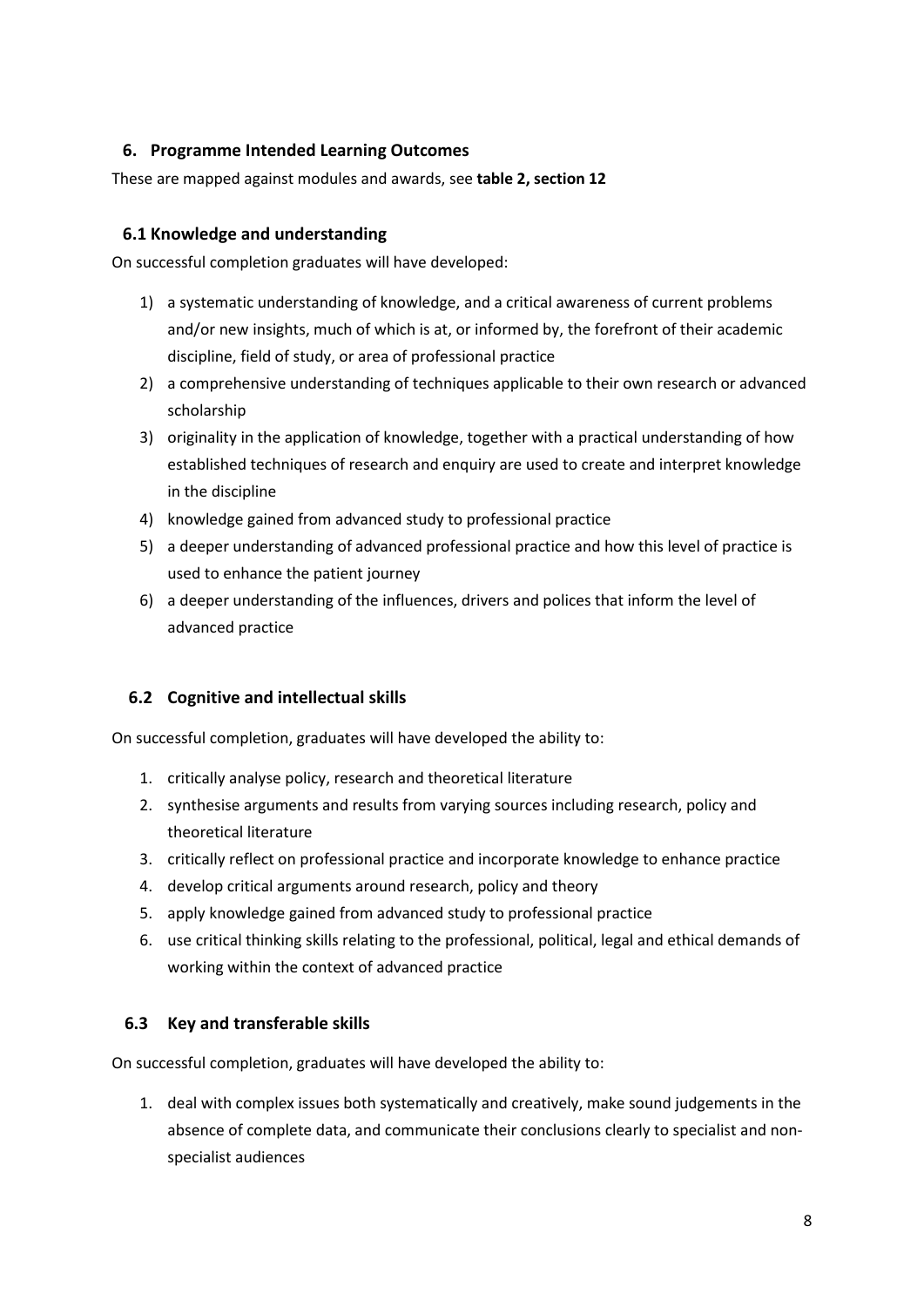## 6. Programme Intended Learning Outcomes

These are mapped against modules and awards, see **table 2, section 12**

### 6.1 Knowledge and understanding

On successful completion graduates will have developed:

1) a systematic understanding of knowledge, and a critical awareness of current problems and/or new insights, much of which is at, or informed by, the forefront of their academic discipline, field of study, or area of professional practice
2) a comprehensive understanding of techniques applicable to their own research or advanced scholarship
3) originality in the application of knowledge, together with a practical understanding of how established techniques of research and enquiry are used to create and interpret knowledge in the discipline
4) knowledge gained from advanced study to professional practice
5) a deeper understanding of advanced professional practice and how this level of practice is used to enhance the patient journey
6) a deeper understanding of the influences, drivers and polices that inform the level of advanced practice

### 6.2 Cognitive and intellectual skills

On successful completion, graduates will have developed the ability to:

1. critically analyse policy, research and theoretical literature
2. synthesise arguments and results from varying sources including research, policy and theoretical literature
3. critically reflect on professional practice and incorporate knowledge to enhance practice
4. develop critical arguments around research, policy and theory
5. apply knowledge gained from advanced study to professional practice
6. use critical thinking skills relating to the professional, political, legal and ethical demands of working within the context of advanced practice

### 6.3 Key and transferable skills

On successful completion, graduates will have developed the ability to:

1. deal with complex issues both systematically and creatively, make sound judgements in the absence of complete data, and communicate their conclusions clearly to specialist and non-specialist audiences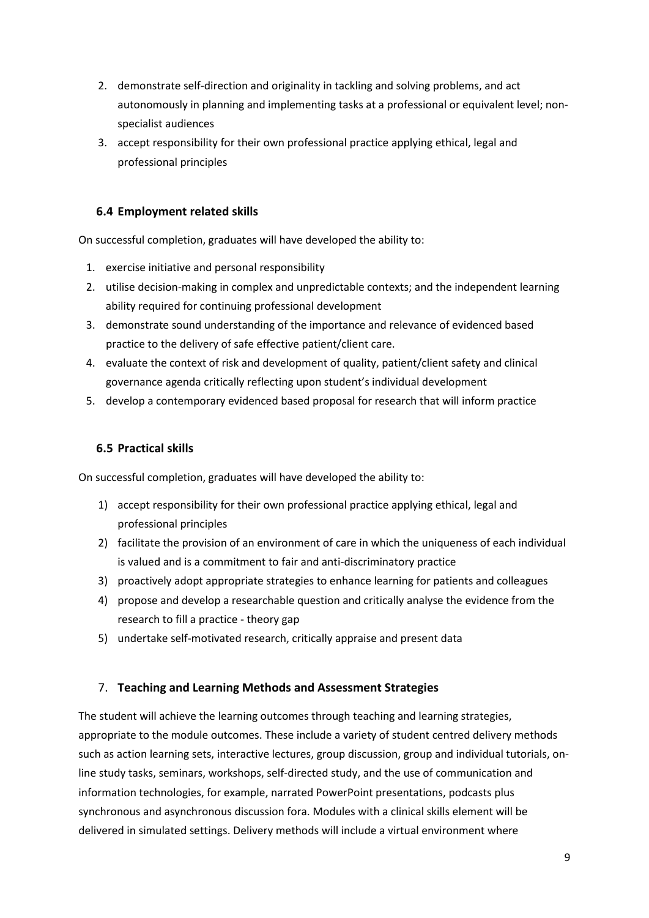2. demonstrate self-direction and originality in tackling and solving problems, and act autonomously in planning and implementing tasks at a professional or equivalent level; non-specialist audiences
3. accept responsibility for their own professional practice applying ethical, legal and professional principles

### 6.4 Employment related skills

On successful completion, graduates will have developed the ability to:

1. exercise initiative and personal responsibility
2. utilise decision-making in complex and unpredictable contexts; and the independent learning ability required for continuing professional development
3. demonstrate sound understanding of the importance and relevance of evidenced based practice to the delivery of safe effective patient/client care.
4. evaluate the context of risk and development of quality, patient/client safety and clinical governance agenda critically reflecting upon student's individual development
5. develop a contemporary evidenced based proposal for research that will inform practice

### 6.5 Practical skills

On successful completion, graduates will have developed the ability to:

1) accept responsibility for their own professional practice applying ethical, legal and professional principles
2) facilitate the provision of an environment of care in which the uniqueness of each individual is valued and is a commitment to fair and anti-discriminatory practice
3) proactively adopt appropriate strategies to enhance learning for patients and colleagues
4) propose and develop a researchable question and critically analyse the evidence from the research to fill a practice - theory gap
5) undertake self-motivated research, critically appraise and present data

## 7. Teaching and Learning Methods and Assessment Strategies

The student will achieve the learning outcomes through teaching and learning strategies, appropriate to the module outcomes. These include a variety of student centred delivery methods such as action learning sets, interactive lectures, group discussion, group and individual tutorials, on-line study tasks, seminars, workshops, self-directed study, and the use of communication and information technologies, for example, narrated PowerPoint presentations, podcasts plus synchronous and asynchronous discussion fora. Modules with a clinical skills element will be delivered in simulated settings. Delivery methods will include a virtual environment where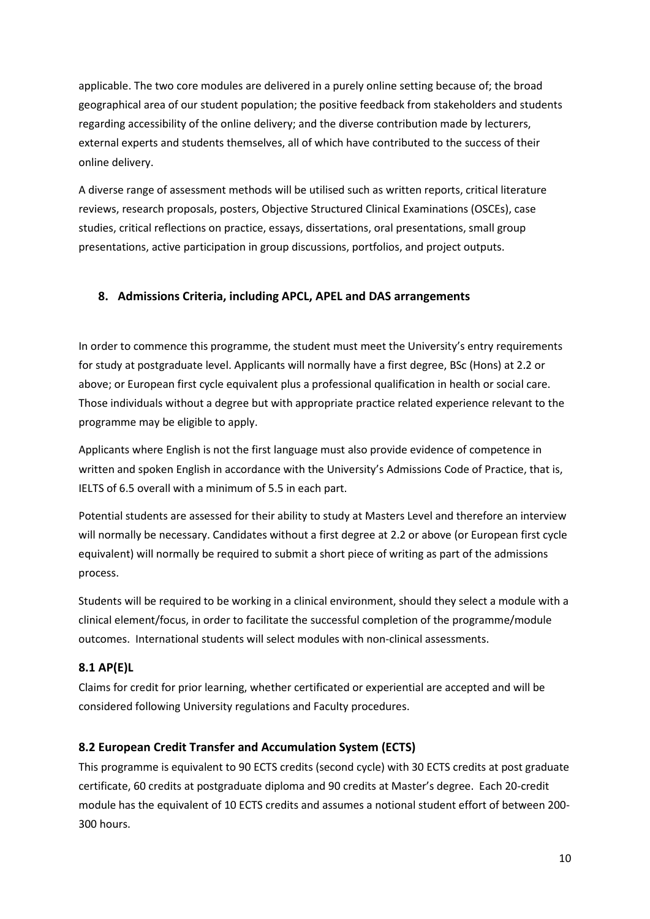applicable. The two core modules are delivered in a purely online setting because of; the broad geographical area of our student population; the positive feedback from stakeholders and students regarding accessibility of the online delivery; and the diverse contribution made by lecturers, external experts and students themselves, all of which have contributed to the success of their online delivery.

A diverse range of assessment methods will be utilised such as written reports, critical literature reviews, research proposals, posters, Objective Structured Clinical Examinations (OSCEs), case studies, critical reflections on practice, essays, dissertations, oral presentations, small group presentations, active participation in group discussions, portfolios, and project outputs.

## 8. Admissions Criteria, including APCL, APEL and DAS arrangements

In order to commence this programme, the student must meet the University's entry requirements for study at postgraduate level. Applicants will normally have a first degree, BSc (Hons) at 2.2 or above; or European first cycle equivalent plus a professional qualification in health or social care. Those individuals without a degree but with appropriate practice related experience relevant to the programme may be eligible to apply.

Applicants where English is not the first language must also provide evidence of competence in written and spoken English in accordance with the University's Admissions Code of Practice, that is, IELTS of 6.5 overall with a minimum of 5.5 in each part.

Potential students are assessed for their ability to study at Masters Level and therefore an interview will normally be necessary. Candidates without a first degree at 2.2 or above (or European first cycle equivalent) will normally be required to submit a short piece of writing as part of the admissions process.

Students will be required to be working in a clinical environment, should they select a module with a clinical element/focus, in order to facilitate the successful completion of the programme/module outcomes. International students will select modules with non-clinical assessments.

### 8.1 AP(E)L

Claims for credit for prior learning, whether certificated or experiential are accepted and will be considered following University regulations and Faculty procedures.

### 8.2 European Credit Transfer and Accumulation System (ECTS)

This programme is equivalent to 90 ECTS credits (second cycle) with 30 ECTS credits at post graduate certificate, 60 credits at postgraduate diploma and 90 credits at Master's degree. Each 20-credit module has the equivalent of 10 ECTS credits and assumes a notional student effort of between 200-300 hours.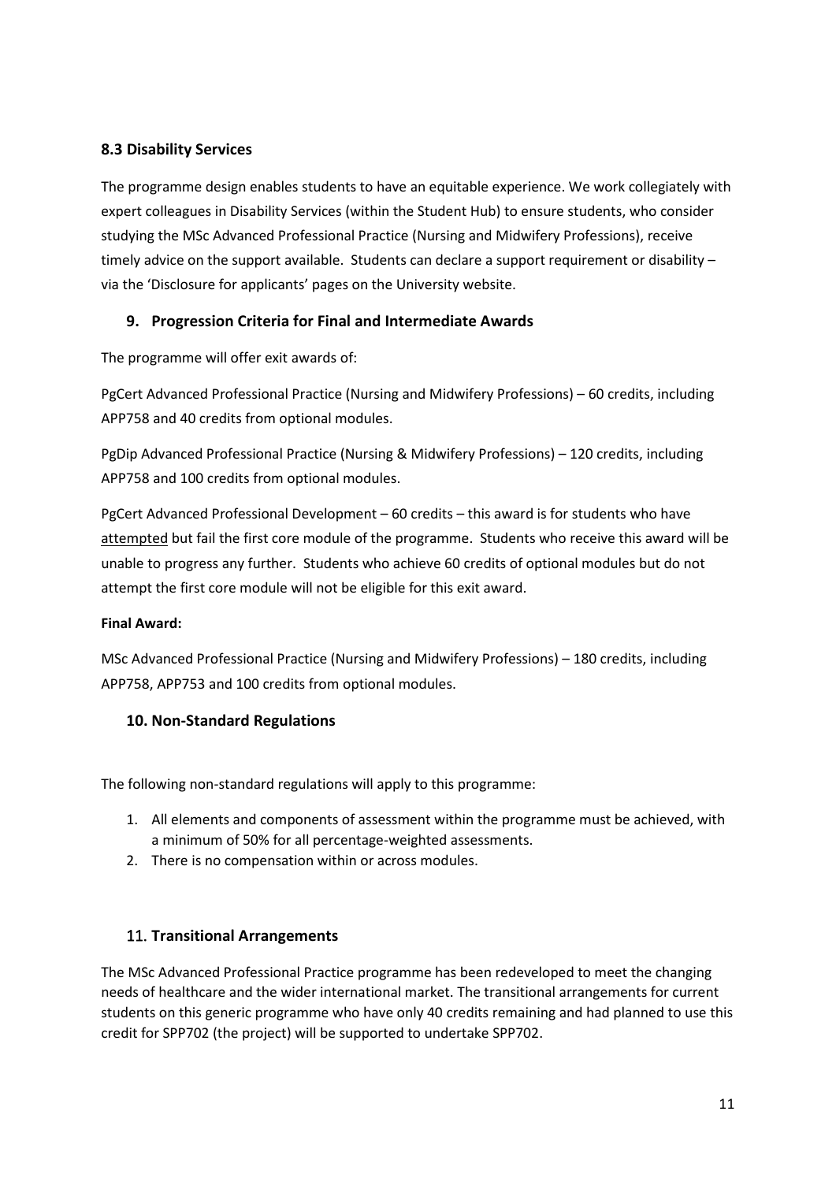### 8.3 Disability Services

The programme design enables students to have an equitable experience. We work collegiately with expert colleagues in Disability Services (within the Student Hub) to ensure students, who consider studying the MSc Advanced Professional Practice (Nursing and Midwifery Professions), receive timely advice on the support available. Students can declare a support requirement or disability – via the 'Disclosure for applicants' pages on the University website.

## 9. Progression Criteria for Final and Intermediate Awards

The programme will offer exit awards of:

PgCert Advanced Professional Practice (Nursing and Midwifery Professions) – 60 credits, including APP758 and 40 credits from optional modules.

PgDip Advanced Professional Practice (Nursing & Midwifery Professions) – 120 credits, including APP758 and 100 credits from optional modules.

PgCert Advanced Professional Development – 60 credits – this award is for students who have attempted but fail the first core module of the programme. Students who receive this award will be unable to progress any further. Students who achieve 60 credits of optional modules but do not attempt the first core module will not be eligible for this exit award.

**Final Award:**

MSc Advanced Professional Practice (Nursing and Midwifery Professions) – 180 credits, including APP758, APP753 and 100 credits from optional modules.

## 10. Non-Standard Regulations

The following non-standard regulations will apply to this programme:

1. All elements and components of assessment within the programme must be achieved, with a minimum of 50% for all percentage-weighted assessments.
2. There is no compensation within or across modules.

## 11. Transitional Arrangements

The MSc Advanced Professional Practice programme has been redeveloped to meet the changing needs of healthcare and the wider international market. The transitional arrangements for current students on this generic programme who have only 40 credits remaining and had planned to use this credit for SPP702 (the project) will be supported to undertake SPP702.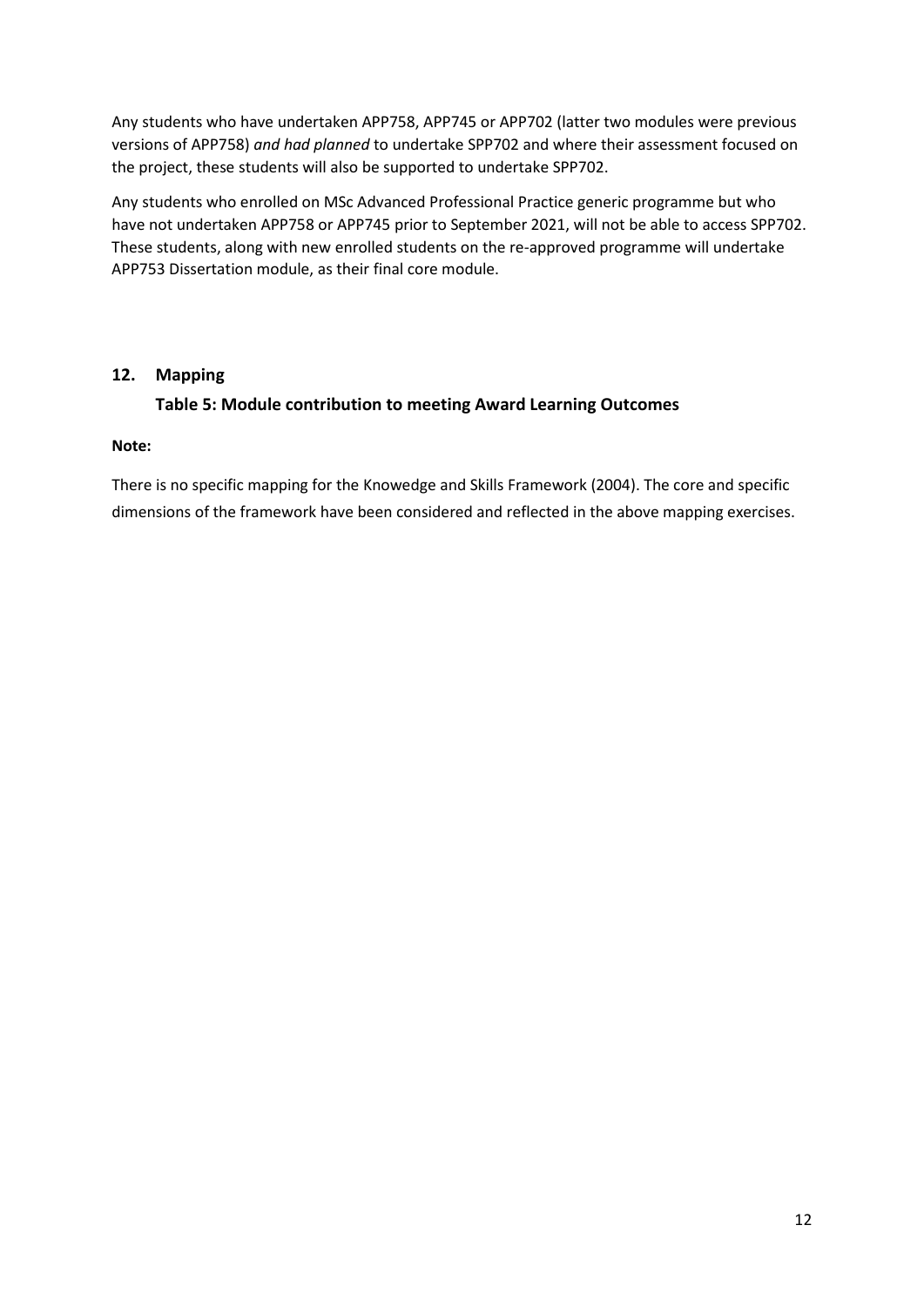Any students who have undertaken APP758, APP745 or APP702 (latter two modules were previous versions of APP758) *and had planned* to undertake SPP702 and where their assessment focused on the project, these students will also be supported to undertake SPP702.

Any students who enrolled on MSc Advanced Professional Practice generic programme but who have not undertaken APP758 or APP745 prior to September 2021, will not be able to access SPP702. These students, along with new enrolled students on the re-approved programme will undertake APP753 Dissertation module, as their final core module.

## 12. Mapping

### Table 5: Module contribution to meeting Award Learning Outcomes

**Note:**

There is no specific mapping for the Knowedge and Skills Framework (2004). The core and specific dimensions of the framework have been considered and reflected in the above mapping exercises.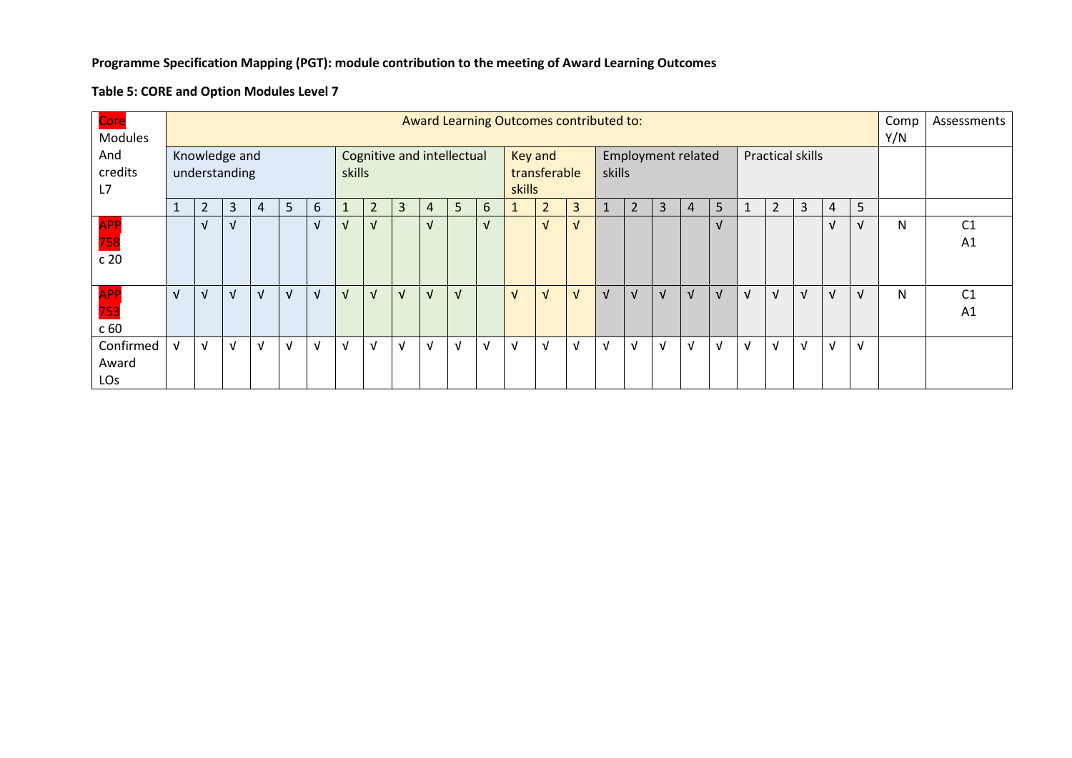**Programme Specification Mapping (PGT): module contribution to the meeting of Award Learning Outcomes**

**Table 5: CORE and Option Modules Level 7**

| Core Modules And credits L7 | Award Learning Outcomes contributed to: | | | | | | | | | | | | | | | | | | | | | | | | | Comp Y/N | Assessments |
|---|---|---|---|---|---|---|---|---|---|---|---|---|---|---|---|---|---|---|---|---|---|---|---|---|---|---|---|
| | Knowledge and understanding | | | | | | Cognitive and intellectual skills | | | | | | Key and transferable skills | | | Employment related skills | | | | | Practical skills | | | | | | |
| | 1 | 2 | 3 | 4 | 5 | 6 | 1 | 2 | 3 | 4 | 5 | 6 | 1 | 2 | 3 | 1 | 2 | 3 | 4 | 5 | 1 | 2 | 3 | 4 | 5 | | |
| APP 758 c 20 | | √ | √ | | | √ | √ | √ | | √ | | √ | | √ | √ | | | | | √ | | | | √ | √ | N | C1 A1 |
| APP 753 c 60 | √ | √ | √ | √ | √ | √ | √ | √ | √ | √ | √ | | √ | √ | √ | √ | √ | √ | √ | √ | √ | √ | √ | √ | √ | N | C1 A1 |
| Confirmed Award LOs | √ | √ | √ | √ | √ | √ | √ | √ | √ | √ | √ | √ | √ | √ | √ | √ | √ | √ | √ | √ | √ | √ | √ | √ | √ | | |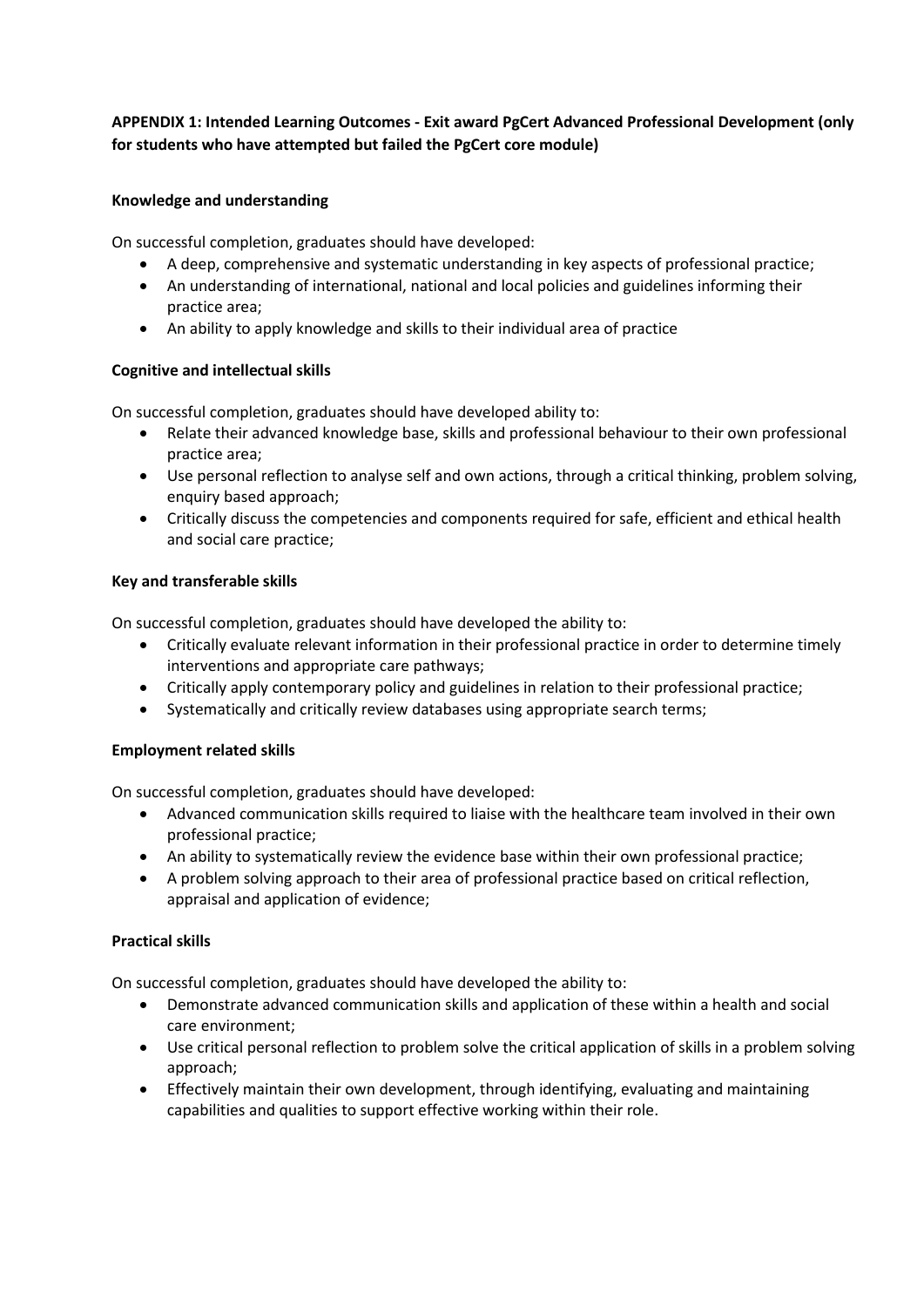**APPENDIX 1: Intended Learning Outcomes - Exit award PgCert Advanced Professional Development (only for students who have attempted but failed the PgCert core module)**

**Knowledge and understanding**

On successful completion, graduates should have developed:

- A deep, comprehensive and systematic understanding in key aspects of professional practice;
- An understanding of international, national and local policies and guidelines informing their practice area;
- An ability to apply knowledge and skills to their individual area of practice

**Cognitive and intellectual skills**

On successful completion, graduates should have developed ability to:

- Relate their advanced knowledge base, skills and professional behaviour to their own professional practice area;
- Use personal reflection to analyse self and own actions, through a critical thinking, problem solving, enquiry based approach;
- Critically discuss the competencies and components required for safe, efficient and ethical health and social care practice;

**Key and transferable skills**

On successful completion, graduates should have developed the ability to:

- Critically evaluate relevant information in their professional practice in order to determine timely interventions and appropriate care pathways;
- Critically apply contemporary policy and guidelines in relation to their professional practice;
- Systematically and critically review databases using appropriate search terms;

**Employment related skills**

On successful completion, graduates should have developed:

- Advanced communication skills required to liaise with the healthcare team involved in their own professional practice;
- An ability to systematically review the evidence base within their own professional practice;
- A problem solving approach to their area of professional practice based on critical reflection, appraisal and application of evidence;

**Practical skills**

On successful completion, graduates should have developed the ability to:

- Demonstrate advanced communication skills and application of these within a health and social care environment;
- Use critical personal reflection to problem solve the critical application of skills in a problem solving approach;
- Effectively maintain their own development, through identifying, evaluating and maintaining capabilities and qualities to support effective working within their role.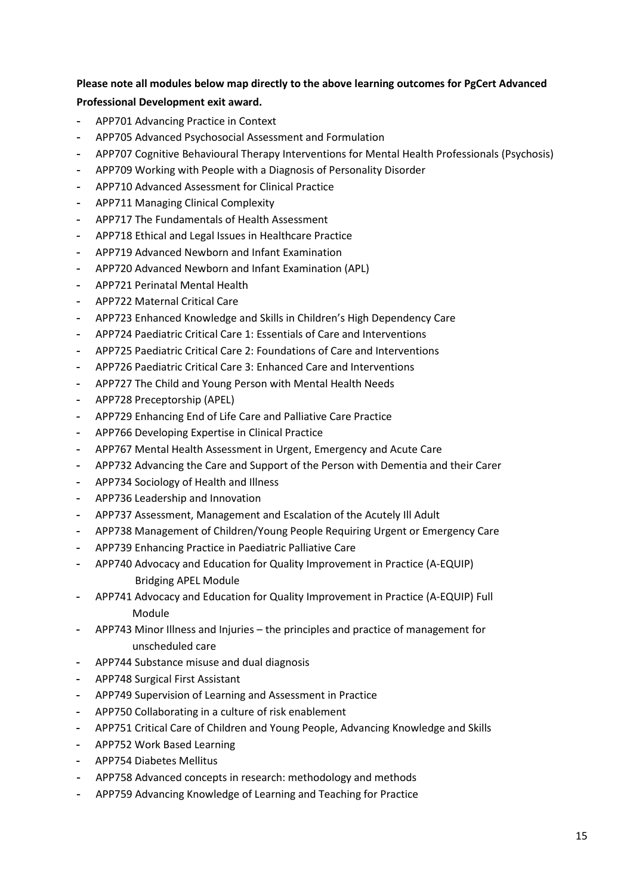**Please note all modules below map directly to the above learning outcomes for PgCert Advanced Professional Development exit award.**

- APP701 Advancing Practice in Context
- APP705 Advanced Psychosocial Assessment and Formulation
- APP707 Cognitive Behavioural Therapy Interventions for Mental Health Professionals (Psychosis)
- APP709 Working with People with a Diagnosis of Personality Disorder
- APP710 Advanced Assessment for Clinical Practice
- APP711 Managing Clinical Complexity
- APP717 The Fundamentals of Health Assessment
- APP718 Ethical and Legal Issues in Healthcare Practice
- APP719 Advanced Newborn and Infant Examination
- APP720 Advanced Newborn and Infant Examination (APL)
- APP721 Perinatal Mental Health
- APP722 Maternal Critical Care
- APP723 Enhanced Knowledge and Skills in Children's High Dependency Care
- APP724 Paediatric Critical Care 1: Essentials of Care and Interventions
- APP725 Paediatric Critical Care 2: Foundations of Care and Interventions
- APP726 Paediatric Critical Care 3: Enhanced Care and Interventions
- APP727 The Child and Young Person with Mental Health Needs
- APP728 Preceptorship (APEL)
- APP729 Enhancing End of Life Care and Palliative Care Practice
- APP766 Developing Expertise in Clinical Practice
- APP767 Mental Health Assessment in Urgent, Emergency and Acute Care
- APP732 Advancing the Care and Support of the Person with Dementia and their Carer
- APP734 Sociology of Health and Illness
- APP736 Leadership and Innovation
- APP737 Assessment, Management and Escalation of the Acutely Ill Adult
- APP738 Management of Children/Young People Requiring Urgent or Emergency Care
- APP739 Enhancing Practice in Paediatric Palliative Care
- APP740 Advocacy and Education for Quality Improvement in Practice (A-EQUIP) Bridging APEL Module
- APP741 Advocacy and Education for Quality Improvement in Practice (A-EQUIP) Full Module
- APP743 Minor Illness and Injuries – the principles and practice of management for unscheduled care
- APP744 Substance misuse and dual diagnosis
- APP748 Surgical First Assistant
- APP749 Supervision of Learning and Assessment in Practice
- APP750 Collaborating in a culture of risk enablement
- APP751 Critical Care of Children and Young People, Advancing Knowledge and Skills
- APP752 Work Based Learning
- APP754 Diabetes Mellitus
- APP758 Advanced concepts in research: methodology and methods
- APP759 Advancing Knowledge of Learning and Teaching for Practice